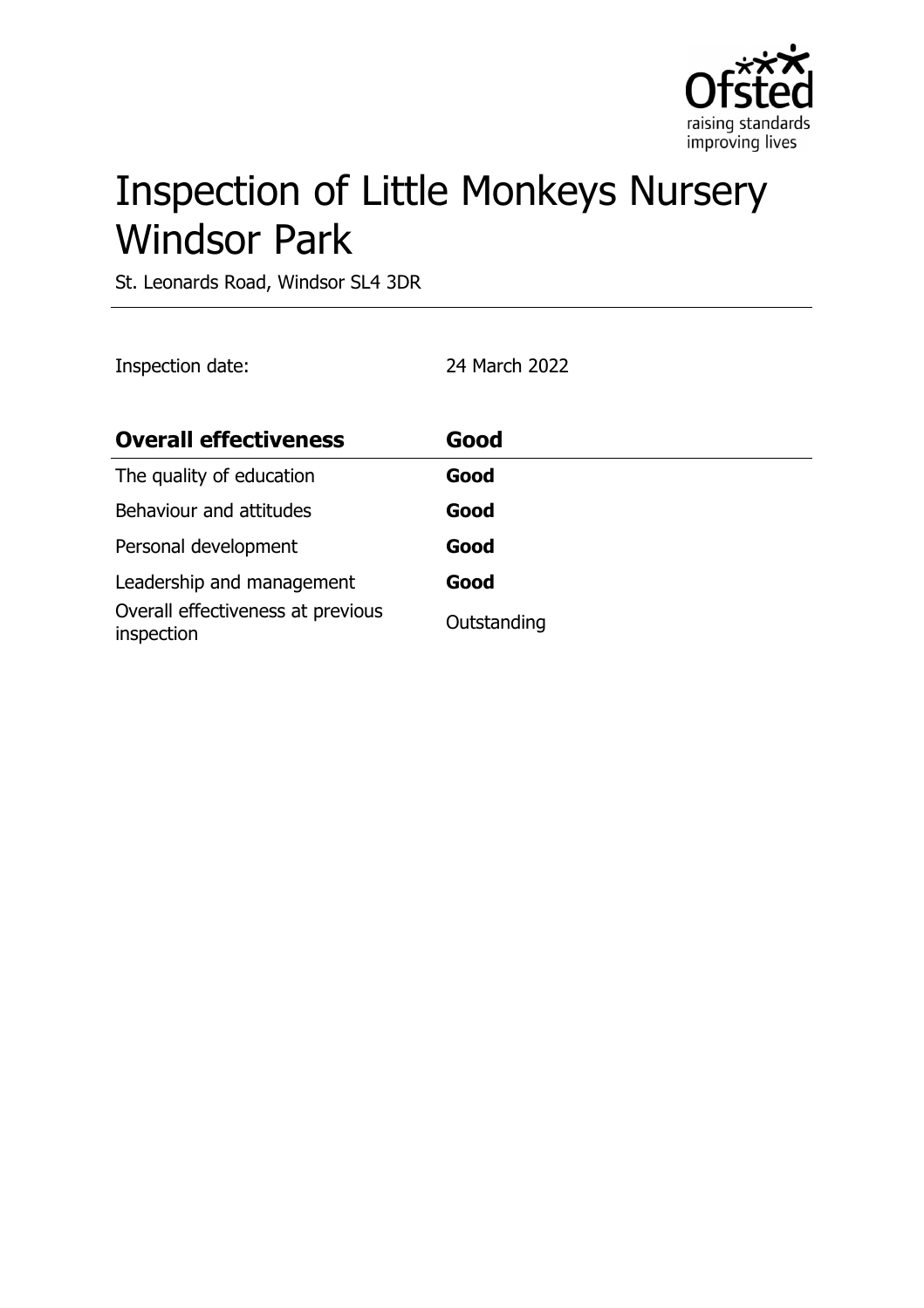# Inspection of Little Monkeys Nursery Windsor Park

St. Leonards Road, Windsor SL4 3DR

Inspection date: 24 March 2022

| **Overall effectiveness** | **Good** |
|---|---|
| The quality of education | **Good** |
| Behaviour and attitudes | **Good** |
| Personal development | **Good** |
| Leadership and management | **Good** |
| Overall effectiveness at previous inspection | Outstanding |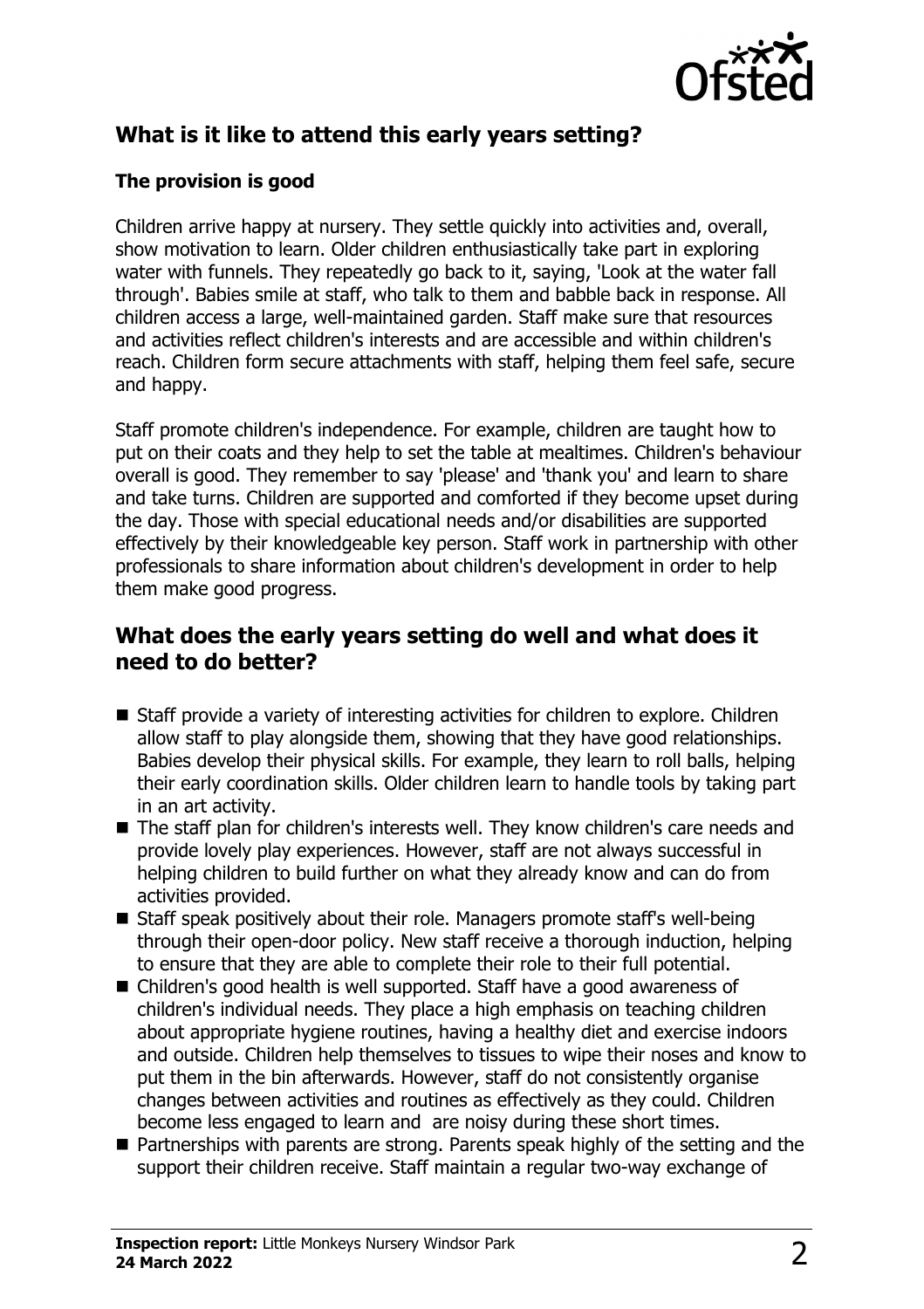## What is it like to attend this early years setting?

### The provision is good

Children arrive happy at nursery. They settle quickly into activities and, overall, show motivation to learn. Older children enthusiastically take part in exploring water with funnels. They repeatedly go back to it, saying, 'Look at the water fall through'. Babies smile at staff, who talk to them and babble back in response. All children access a large, well-maintained garden. Staff make sure that resources and activities reflect children's interests and are accessible and within children's reach. Children form secure attachments with staff, helping them feel safe, secure and happy.

Staff promote children's independence. For example, children are taught how to put on their coats and they help to set the table at mealtimes. Children's behaviour overall is good. They remember to say 'please' and 'thank you' and learn to share and take turns. Children are supported and comforted if they become upset during the day. Those with special educational needs and/or disabilities are supported effectively by their knowledgeable key person. Staff work in partnership with other professionals to share information about children's development in order to help them make good progress.

## What does the early years setting do well and what does it need to do better?

- Staff provide a variety of interesting activities for children to explore. Children allow staff to play alongside them, showing that they have good relationships. Babies develop their physical skills. For example, they learn to roll balls, helping their early coordination skills. Older children learn to handle tools by taking part in an art activity.
- The staff plan for children's interests well. They know children's care needs and provide lovely play experiences. However, staff are not always successful in helping children to build further on what they already know and can do from activities provided.
- Staff speak positively about their role. Managers promote staff's well-being through their open-door policy. New staff receive a thorough induction, helping to ensure that they are able to complete their role to their full potential.
- Children's good health is well supported. Staff have a good awareness of children's individual needs. They place a high emphasis on teaching children about appropriate hygiene routines, having a healthy diet and exercise indoors and outside. Children help themselves to tissues to wipe their noses and know to put them in the bin afterwards. However, staff do not consistently organise changes between activities and routines as effectively as they could. Children become less engaged to learn and are noisy during these short times.
- Partnerships with parents are strong. Parents speak highly of the setting and the support their children receive. Staff maintain a regular two-way exchange of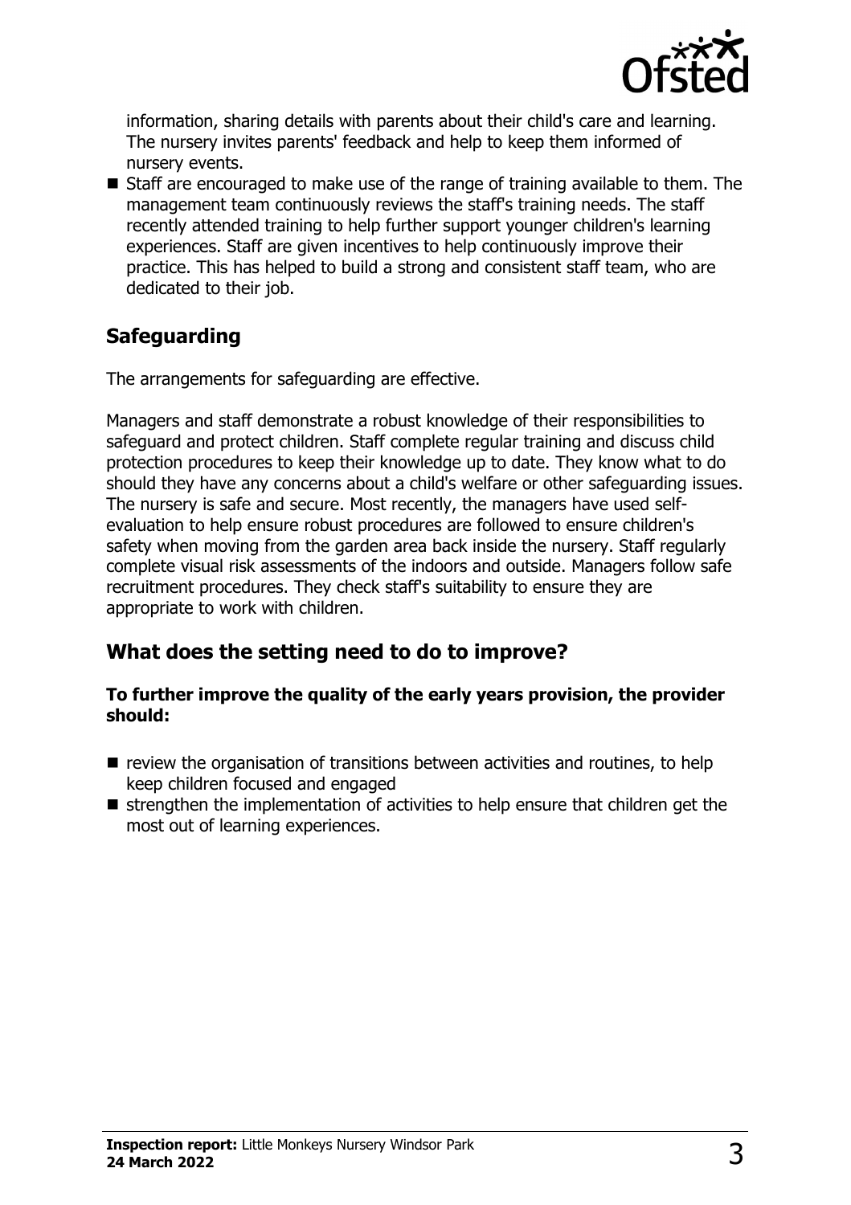information, sharing details with parents about their child's care and learning. The nursery invites parents' feedback and help to keep them informed of nursery events.

- Staff are encouraged to make use of the range of training available to them. The management team continuously reviews the staff's training needs. The staff recently attended training to help further support younger children's learning experiences. Staff are given incentives to help continuously improve their practice. This has helped to build a strong and consistent staff team, who are dedicated to their job.

## Safeguarding

The arrangements for safeguarding are effective.

Managers and staff demonstrate a robust knowledge of their responsibilities to safeguard and protect children. Staff complete regular training and discuss child protection procedures to keep their knowledge up to date. They know what to do should they have any concerns about a child's welfare or other safeguarding issues. The nursery is safe and secure. Most recently, the managers have used self-evaluation to help ensure robust procedures are followed to ensure children's safety when moving from the garden area back inside the nursery. Staff regularly complete visual risk assessments of the indoors and outside. Managers follow safe recruitment procedures. They check staff's suitability to ensure they are appropriate to work with children.

## What does the setting need to do to improve?

**To further improve the quality of the early years provision, the provider should:**

- review the organisation of transitions between activities and routines, to help keep children focused and engaged
- strengthen the implementation of activities to help ensure that children get the most out of learning experiences.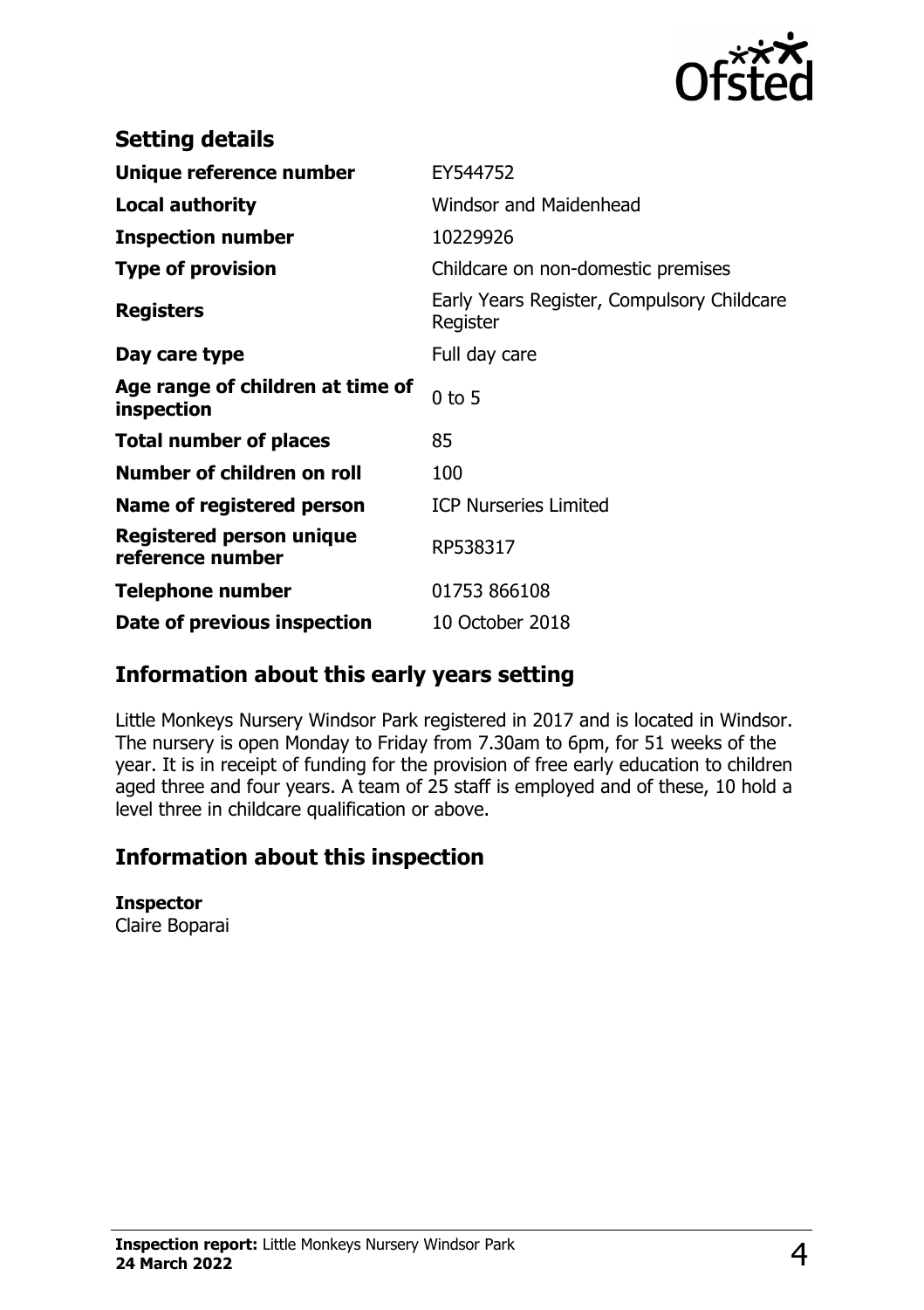## Setting details

| | |
|---|---|
| **Unique reference number** | EY544752 |
| **Local authority** | Windsor and Maidenhead |
| **Inspection number** | 10229926 |
| **Type of provision** | Childcare on non-domestic premises |
| **Registers** | Early Years Register, Compulsory Childcare Register |
| **Day care type** | Full day care |
| **Age range of children at time of inspection** | 0 to 5 |
| **Total number of places** | 85 |
| **Number of children on roll** | 100 |
| **Name of registered person** | ICP Nurseries Limited |
| **Registered person unique reference number** | RP538317 |
| **Telephone number** | 01753 866108 |
| **Date of previous inspection** | 10 October 2018 |

## Information about this early years setting

Little Monkeys Nursery Windsor Park registered in 2017 and is located in Windsor. The nursery is open Monday to Friday from 7.30am to 6pm, for 51 weeks of the year. It is in receipt of funding for the provision of free early education to children aged three and four years. A team of 25 staff is employed and of these, 10 hold a level three in childcare qualification or above.

## Information about this inspection

**Inspector**
Claire Boparai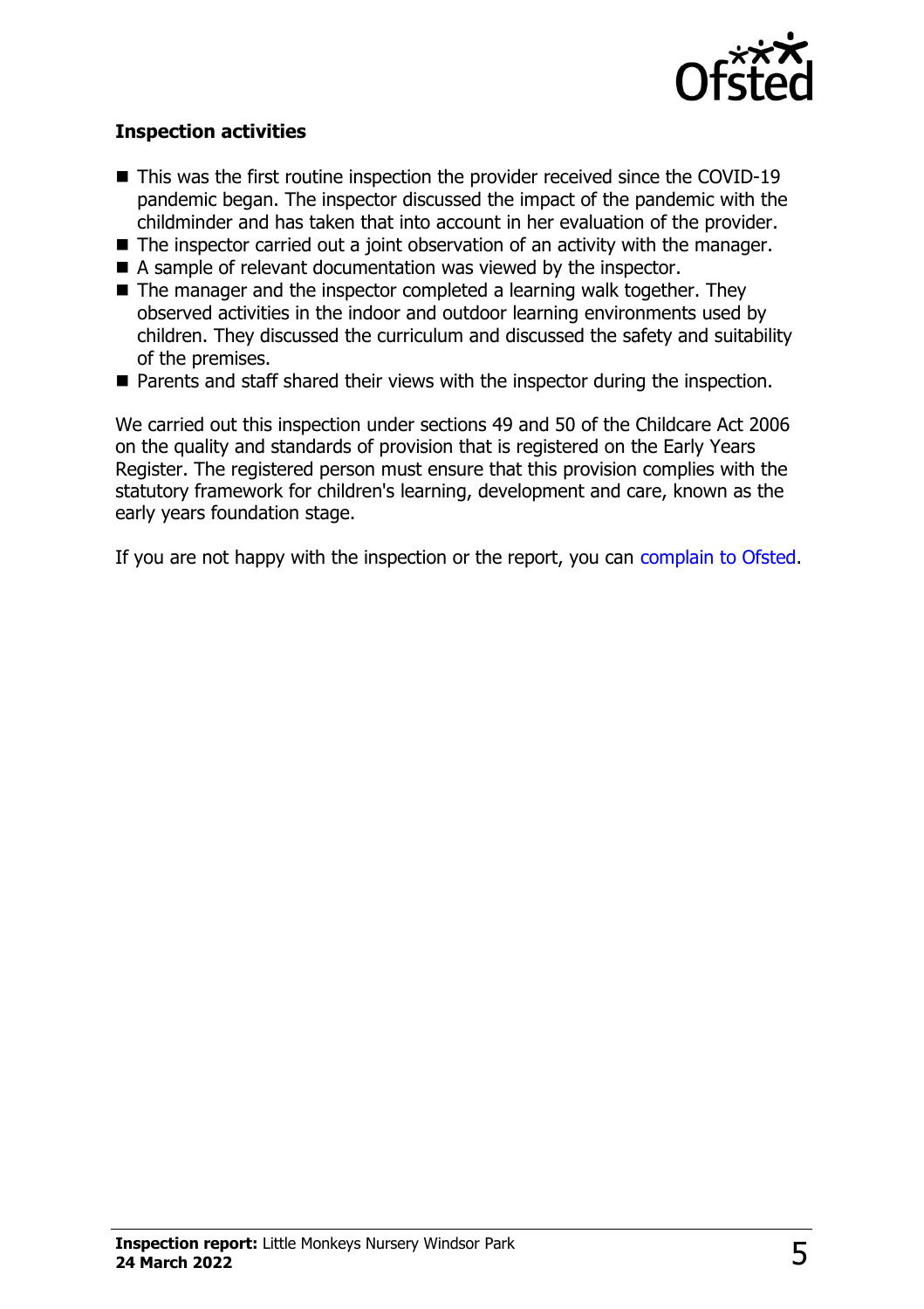### Inspection activities

- This was the first routine inspection the provider received since the COVID-19 pandemic began. The inspector discussed the impact of the pandemic with the childminder and has taken that into account in her evaluation of the provider.
- The inspector carried out a joint observation of an activity with the manager.
- A sample of relevant documentation was viewed by the inspector.
- The manager and the inspector completed a learning walk together. They observed activities in the indoor and outdoor learning environments used by children. They discussed the curriculum and discussed the safety and suitability of the premises.
- Parents and staff shared their views with the inspector during the inspection.

We carried out this inspection under sections 49 and 50 of the Childcare Act 2006 on the quality and standards of provision that is registered on the Early Years Register. The registered person must ensure that this provision complies with the statutory framework for children's learning, development and care, known as the early years foundation stage.

If you are not happy with the inspection or the report, you can complain to Ofsted.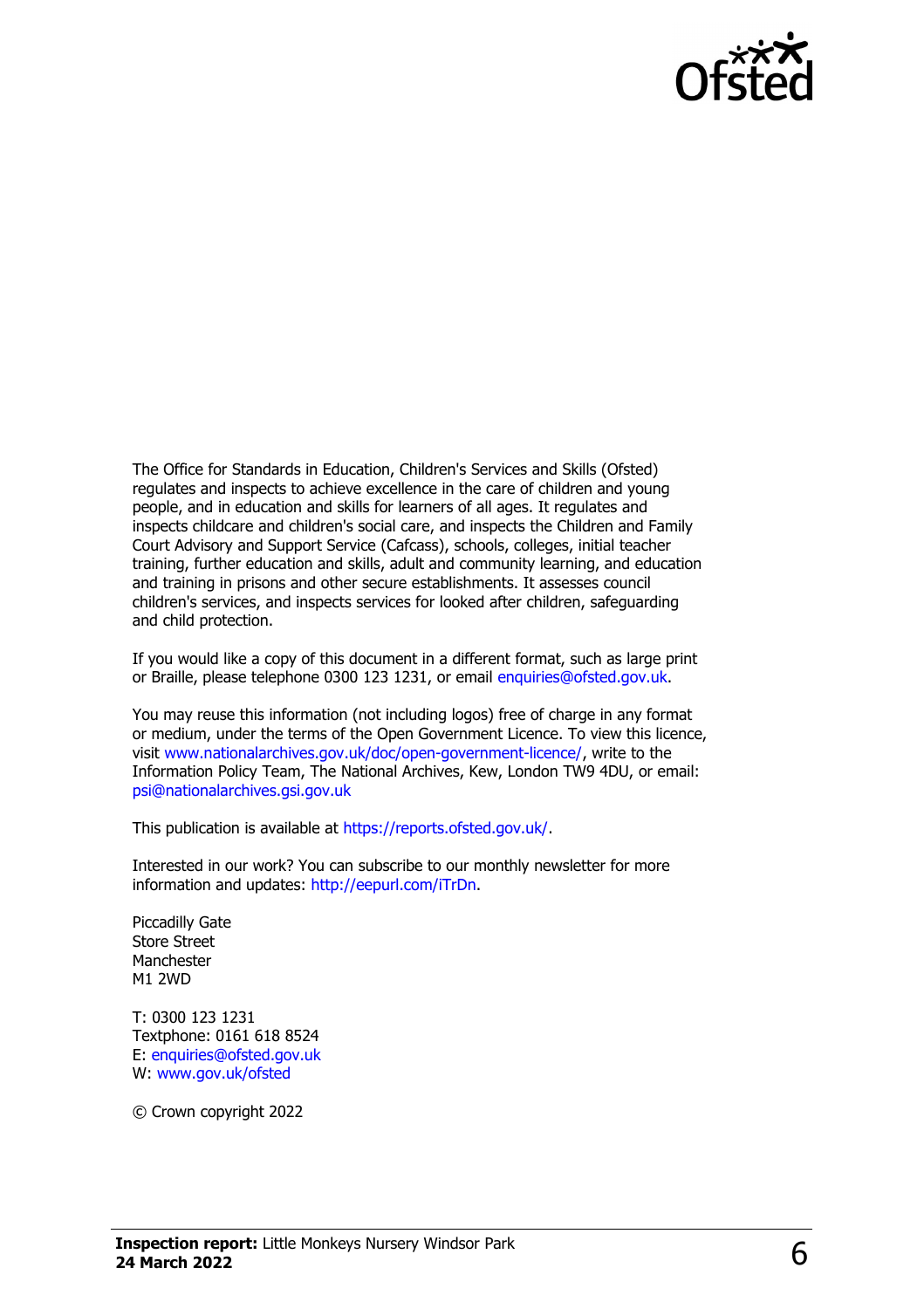The Office for Standards in Education, Children's Services and Skills (Ofsted) regulates and inspects to achieve excellence in the care of children and young people, and in education and skills for learners of all ages. It regulates and inspects childcare and children's social care, and inspects the Children and Family Court Advisory and Support Service (Cafcass), schools, colleges, initial teacher training, further education and skills, adult and community learning, and education and training in prisons and other secure establishments. It assesses council children's services, and inspects services for looked after children, safeguarding and child protection.

If you would like a copy of this document in a different format, such as large print or Braille, please telephone 0300 123 1231, or email enquiries@ofsted.gov.uk.

You may reuse this information (not including logos) free of charge in any format or medium, under the terms of the Open Government Licence. To view this licence, visit www.nationalarchives.gov.uk/doc/open-government-licence/, write to the Information Policy Team, The National Archives, Kew, London TW9 4DU, or email: psi@nationalarchives.gsi.gov.uk

This publication is available at https://reports.ofsted.gov.uk/.

Interested in our work? You can subscribe to our monthly newsletter for more information and updates: http://eepurl.com/iTrDn.

Piccadilly Gate
Store Street
Manchester
M1 2WD

T: 0300 123 1231
Textphone: 0161 618 8524
E: enquiries@ofsted.gov.uk
W: www.gov.uk/ofsted

© Crown copyright 2022